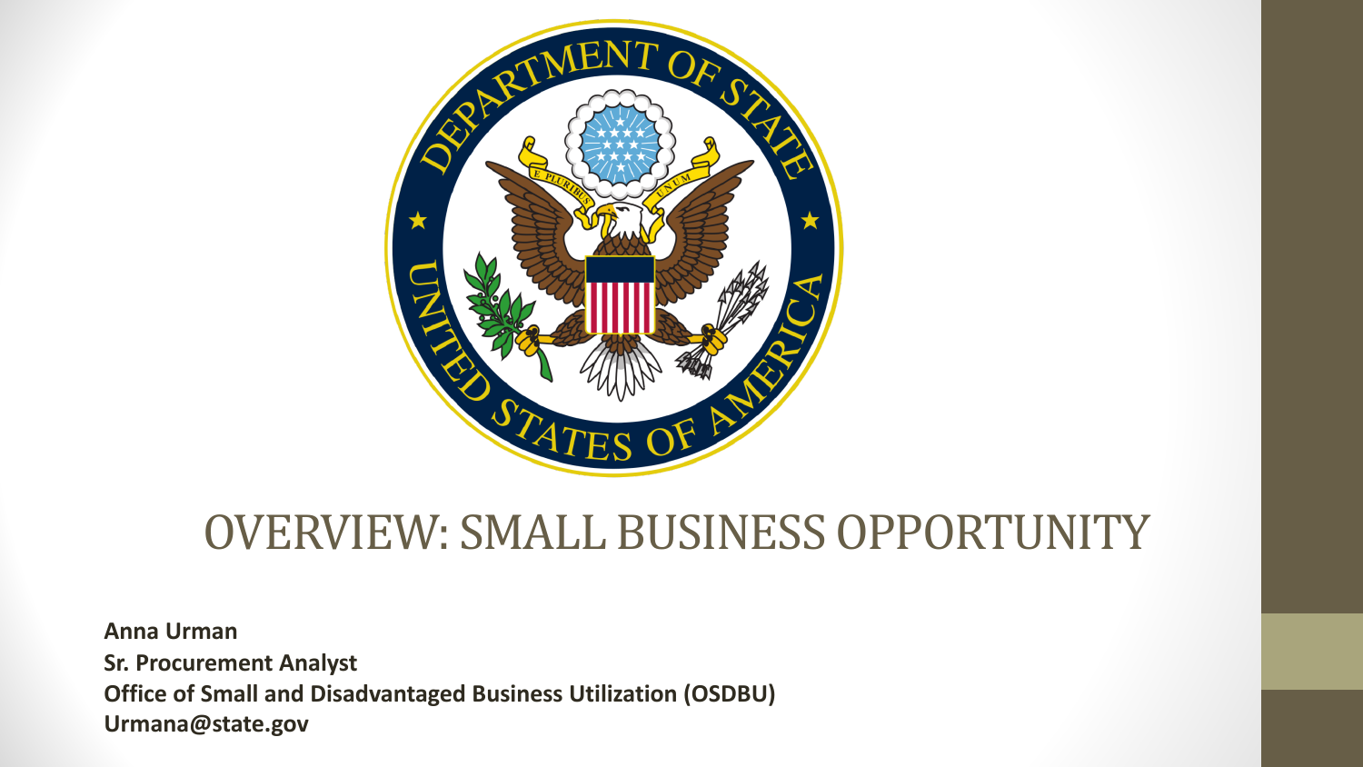# OVERVIEW: SMALL BUSINESS OPPORTUNITY

**Anna Urman**
**Sr. Procurement Analyst**
**Office of Small and Disadvantaged Business Utilization (OSDBU)**
**Urmana@state.gov**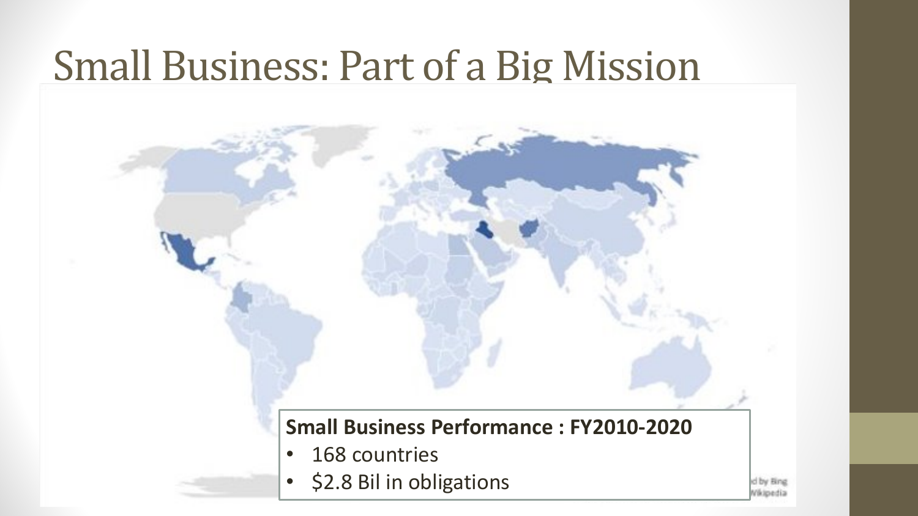# Small Business: Part of a Big Mission

**Small Business Performance : FY2010-2020**

- 168 countries
- $2.8 Bil in obligations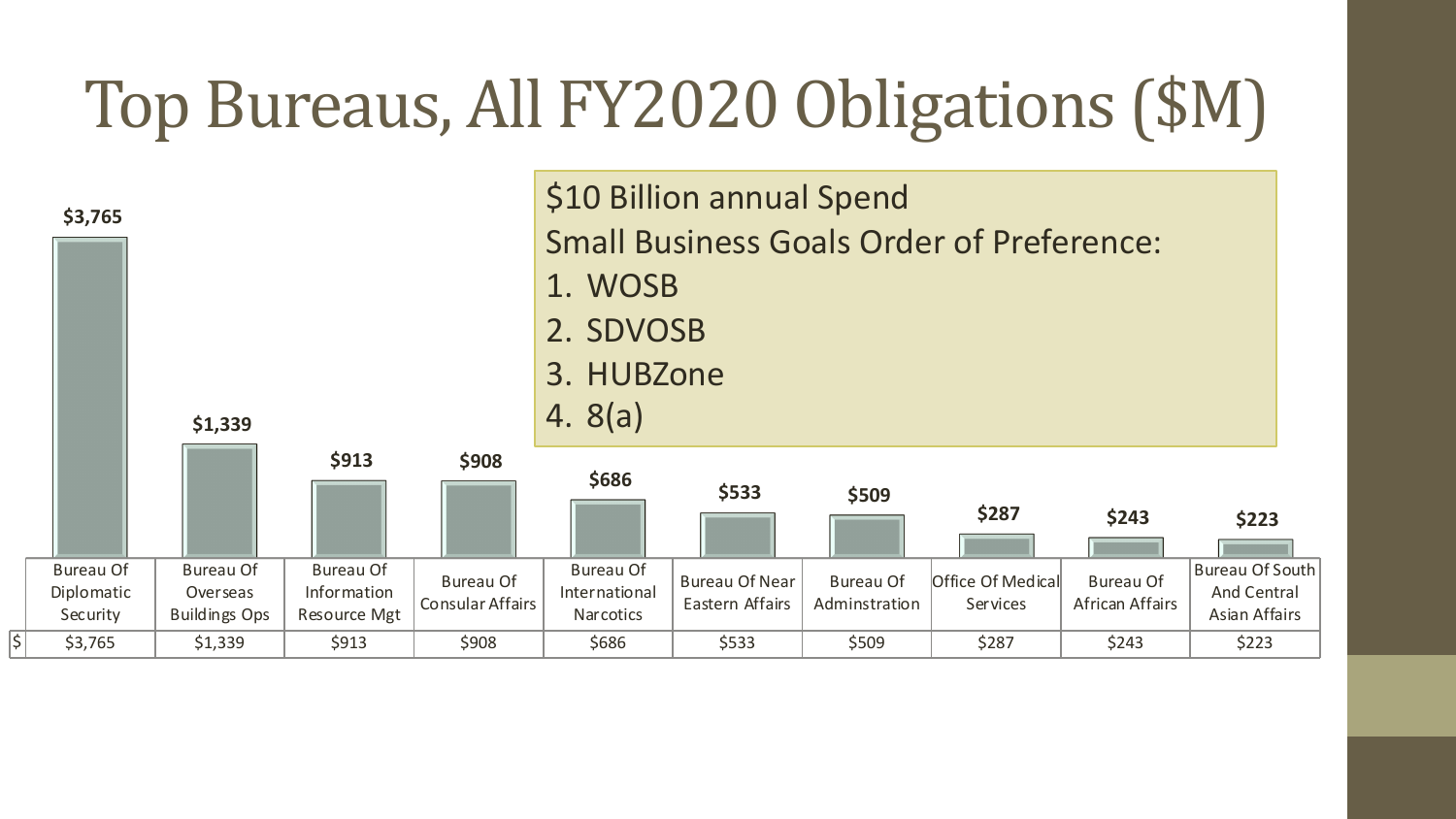# Top Bureaus, All FY2020 Obligations ($M)

$10 Billion annual Spend

Small Business Goals Order of Preference:

1. WOSB
2. SDVOSB
3. HUBZone
4. 8(a)

| | Bureau Of Diplomatic Security | Bureau Of Overseas Buildings Ops | Bureau Of Information Resource Mgt | Bureau Of Consular Affairs | Bureau Of International Narcotics | Bureau Of Near Eastern Affairs | Bureau Of Adminstration | Office Of Medical Services | Bureau Of African Affairs | Bureau Of South And Central Asian Affairs |
|---|---|---|---|---|---|---|---|---|---|---|
| $ | $3,765 | $1,339 | $913 | $908 | $686 | $533 | $509 | $287 | $243 | $223 |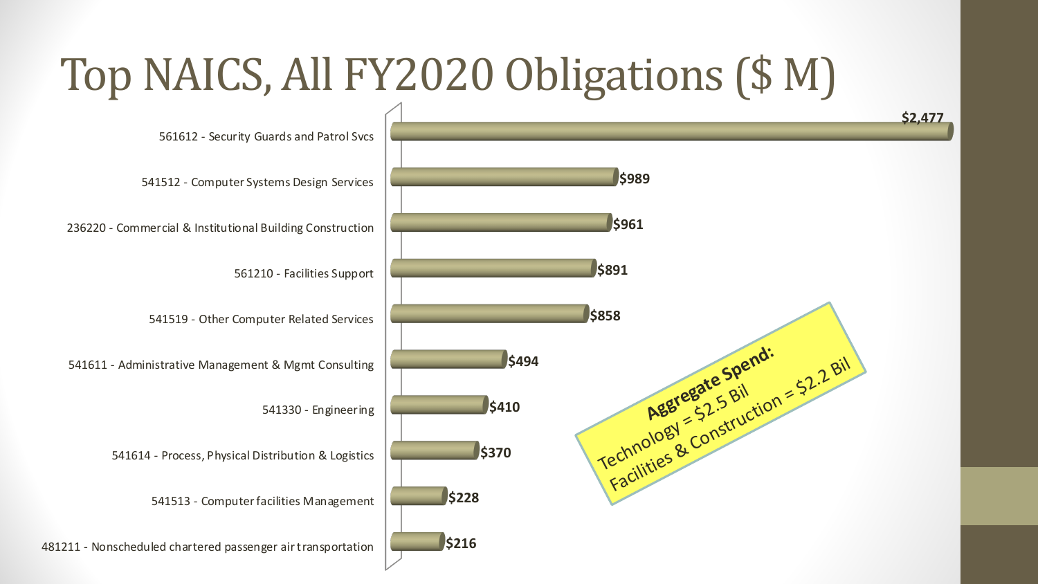# Top NAICS, All FY2020 Obligations ($ M)

| NAICS | Obligations ($ M) |
|---|---|
| 561612 - Security Guards and Patrol Svcs | $2,477 |
| 541512 - Computer Systems Design Services | $989 |
| 236220 - Commercial & Institutional Building Construction | $961 |
| 561210 - Facilities Support | $891 |
| 541519 - Other Computer Related Services | $858 |
| 541611 - Administrative Management & Mgmt Consulting | $494 |
| 541330 - Engineering | $410 |
| 541614 - Process, Physical Distribution & Logistics | $370 |
| 541513 - Computer facilities Management | $228 |
| 481211 - Nonscheduled chartered passenger air transportation | $216 |

**Aggregate Spend:**
Technology = $2.5 Bil
Facilities & Construction = $2.2 Bil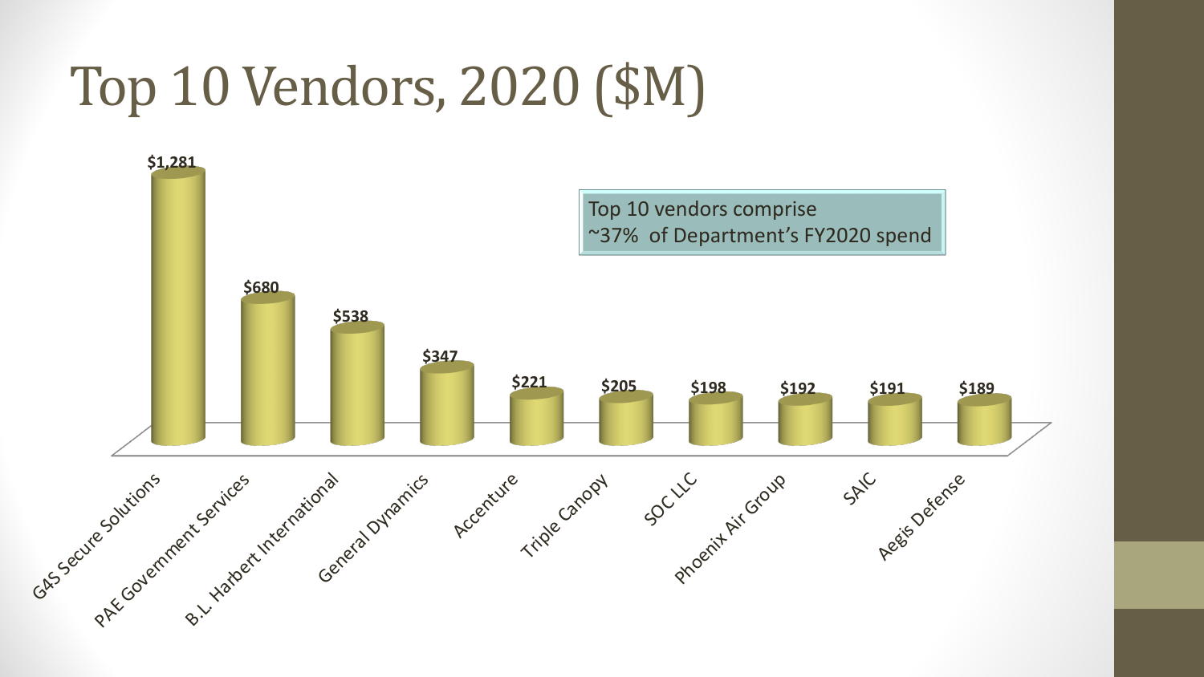# Top 10 Vendors, 2020 ($M)

| Vendor | $M |
|---|---|
| G4S Secure Solutions | $1,281 |
| PAE Government Services | $680 |
| B.L. Harbert International | $538 |
| General Dynamics | $347 |
| Accenture | $221 |
| Triple Canopy | $205 |
| SOC LLC | $198 |
| Phoenix Air Group | $192 |
| SAIC | $191 |
| Aegis Defense | $189 |

Top 10 vendors comprise ~37% of Department's FY2020 spend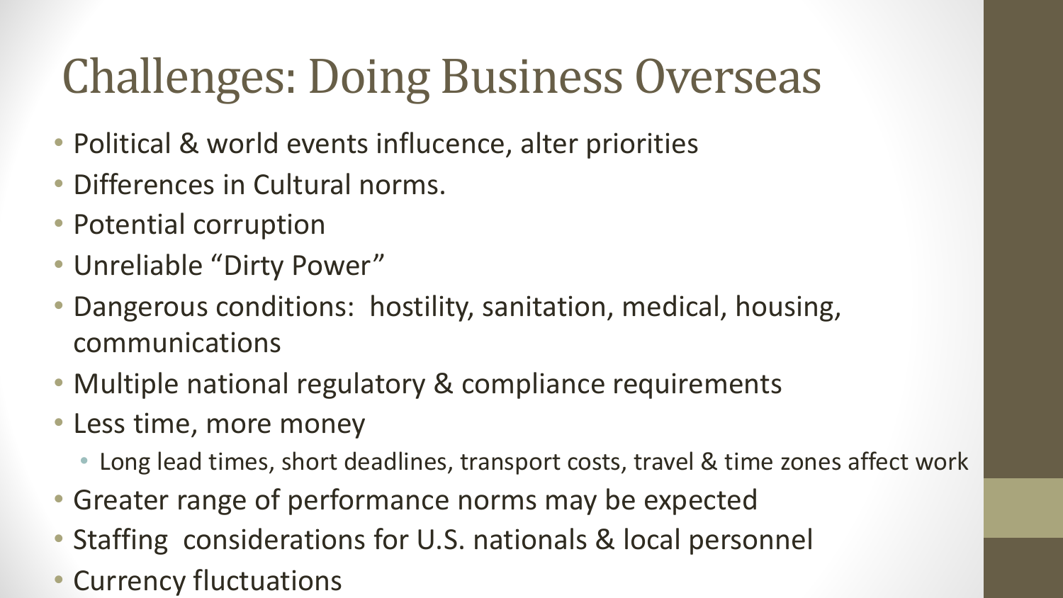# Challenges: Doing Business Overseas

- Political & world events influcence, alter priorities
- Differences in Cultural norms.
- Potential corruption
- Unreliable “Dirty Power”
- Dangerous conditions:  hostility, sanitation, medical, housing, communications
- Multiple national regulatory & compliance requirements
- Less time, more money
  - Long lead times, short deadlines, transport costs, travel & time zones affect work
- Greater range of performance norms may be expected
- Staffing  considerations for U.S. nationals & local personnel
- Currency fluctuations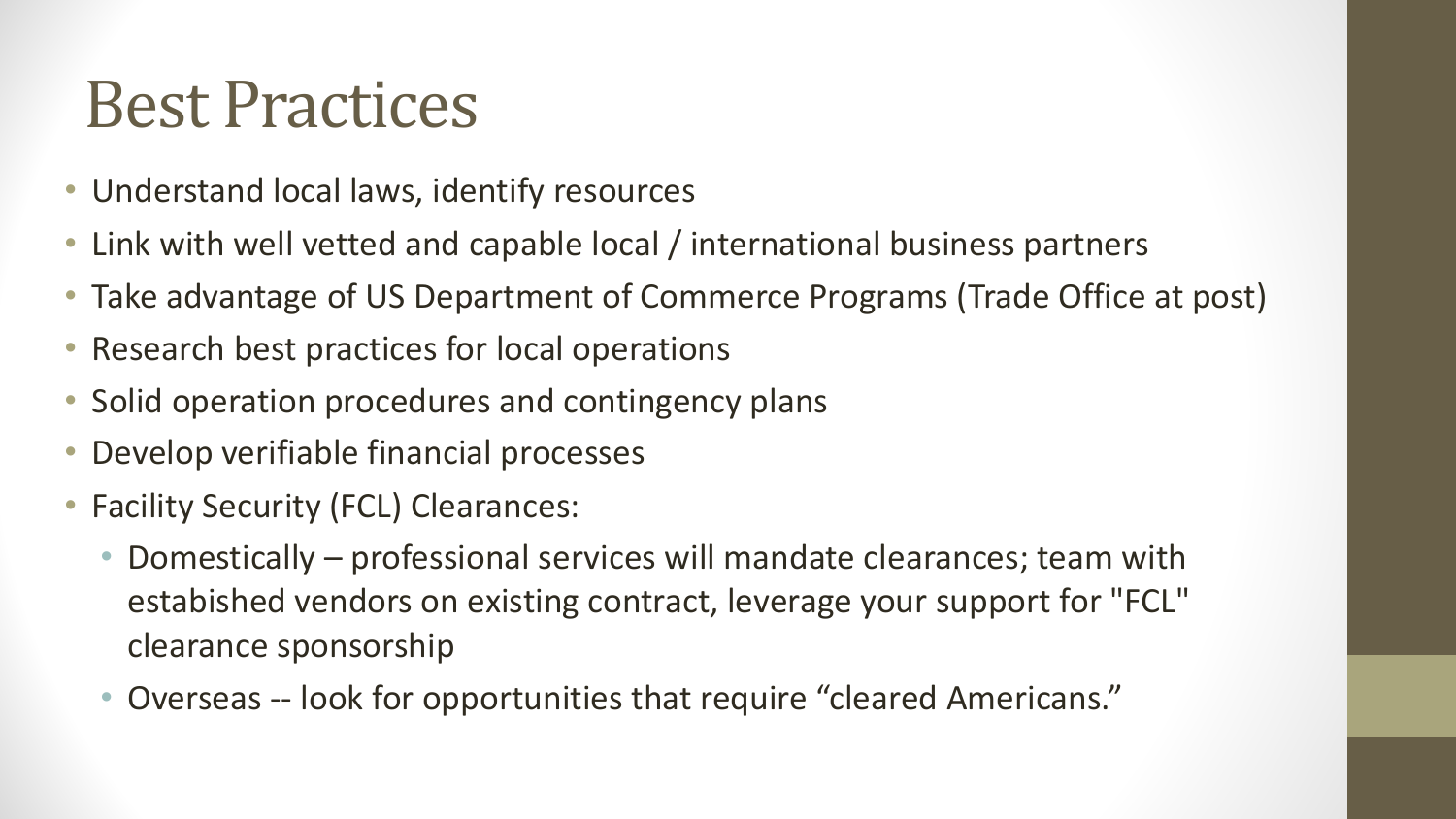# Best Practices

- Understand local laws, identify resources
- Link with well vetted and capable local / international business partners
- Take advantage of US Department of Commerce Programs (Trade Office at post)
- Research best practices for local operations
- Solid operation procedures and contingency plans
- Develop verifiable financial processes
- Facility Security (FCL) Clearances:
  - Domestically – professional services will mandate clearances; team with estabished vendors on existing contract, leverage your support for "FCL" clearance sponsorship
  - Overseas -- look for opportunities that require “cleared Americans.”